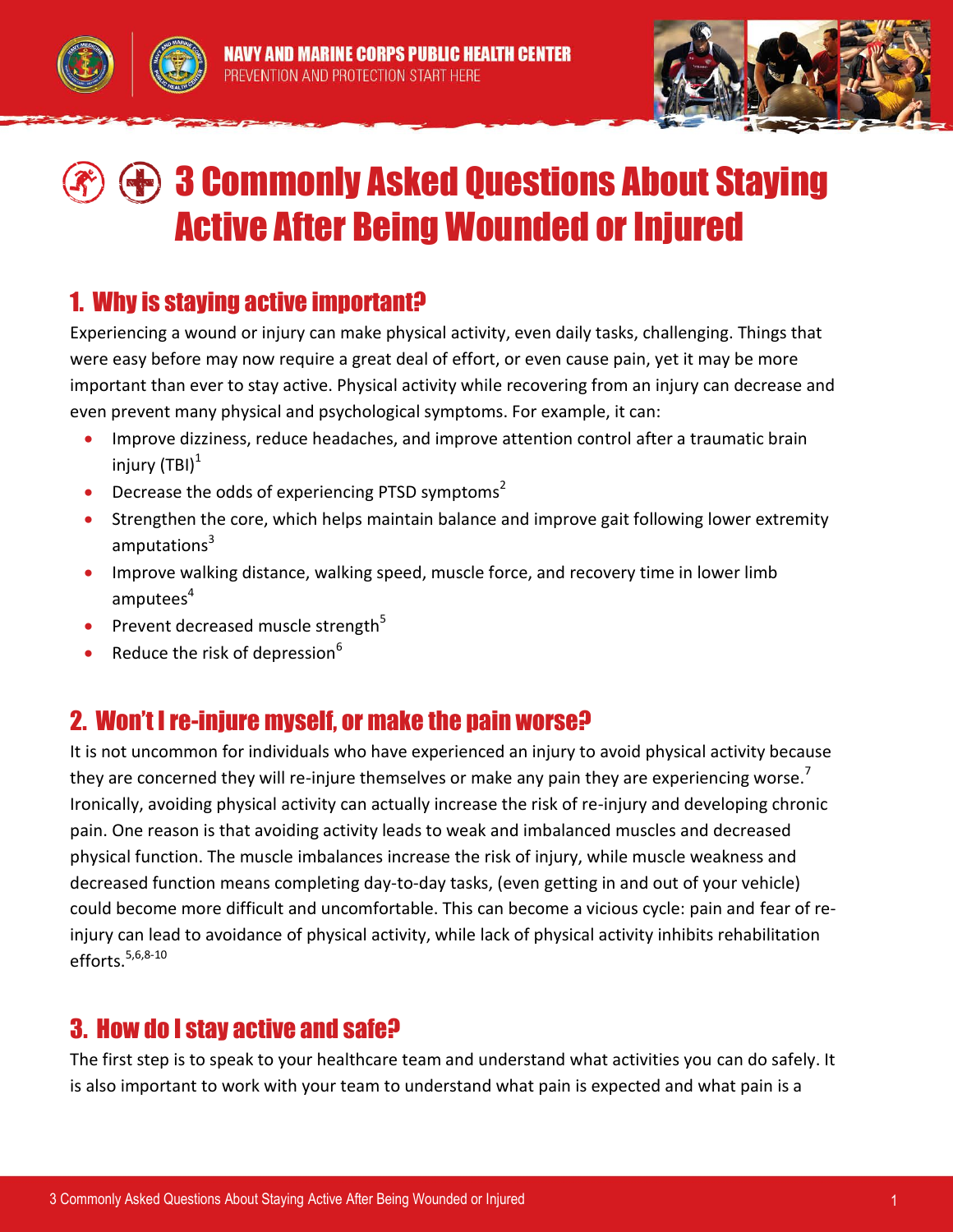NAVY AND MARINE CORPS PUBLIC HEALTH CENTER
PREVENTION AND PROTECTION START HERE

# 3 Commonly Asked Questions About Staying Active After Being Wounded or Injured

## 1. Why is staying active important?

Experiencing a wound or injury can make physical activity, even daily tasks, challenging. Things that were easy before may now require a great deal of effort, or even cause pain, yet it may be more important than ever to stay active. Physical activity while recovering from an injury can decrease and even prevent many physical and psychological symptoms. For example, it can:

- Improve dizziness, reduce headaches, and improve attention control after a traumatic brain injury (TBI)[1]
- Decrease the odds of experiencing PTSD symptoms[2]
- Strengthen the core, which helps maintain balance and improve gait following lower extremity amputations[3]
- Improve walking distance, walking speed, muscle force, and recovery time in lower limb amputees[4]
- Prevent decreased muscle strength[5]
- Reduce the risk of depression[6]

## 2. Won't I re-injure myself, or make the pain worse?

It is not uncommon for individuals who have experienced an injury to avoid physical activity because they are concerned they will re-injure themselves or make any pain they are experiencing worse.[7] Ironically, avoiding physical activity can actually increase the risk of re-injury and developing chronic pain. One reason is that avoiding activity leads to weak and imbalanced muscles and decreased physical function. The muscle imbalances increase the risk of injury, while muscle weakness and decreased function means completing day-to-day tasks, (even getting in and out of your vehicle) could become more difficult and uncomfortable. This can become a vicious cycle: pain and fear of re-injury can lead to avoidance of physical activity, while lack of physical activity inhibits rehabilitation efforts.[5,6,8-10]

## 3. How do I stay active and safe?

The first step is to speak to your healthcare team and understand what activities you can do safely. It is also important to work with your team to understand what pain is expected and what pain is a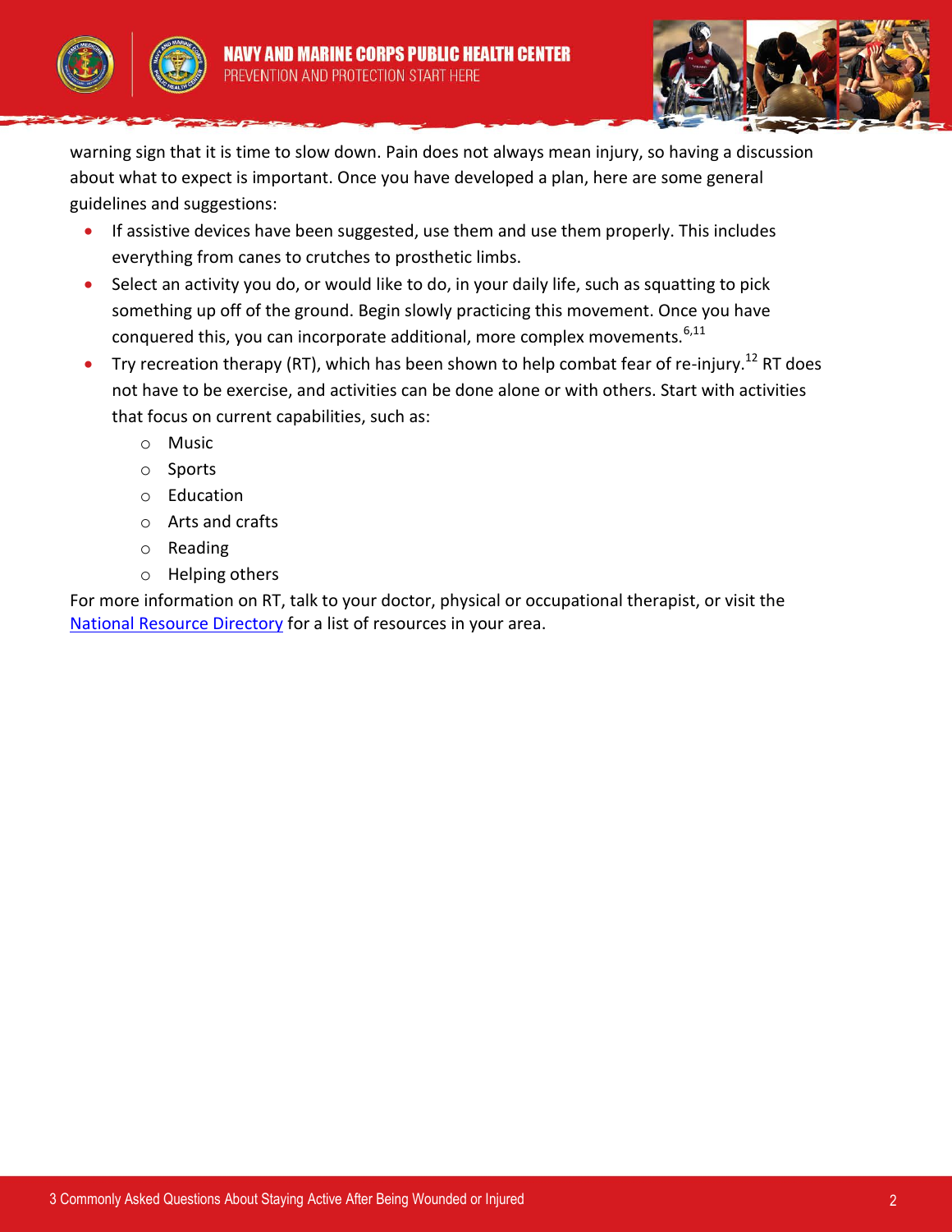warning sign that it is time to slow down. Pain does not always mean injury, so having a discussion about what to expect is important. Once you have developed a plan, here are some general guidelines and suggestions:

- If assistive devices have been suggested, use them and use them properly. This includes everything from canes to crutches to prosthetic limbs.
- Select an activity you do, or would like to do, in your daily life, such as squatting to pick something up off of the ground. Begin slowly practicing this movement. Once you have conquered this, you can incorporate additional, more complex movements.[6,11]
- Try recreation therapy (RT), which has been shown to help combat fear of re-injury.[12] RT does not have to be exercise, and activities can be done alone or with others. Start with activities that focus on current capabilities, such as:
  - Music
  - Sports
  - Education
  - Arts and crafts
  - Reading
  - Helping others

For more information on RT, talk to your doctor, physical or occupational therapist, or visit the National Resource Directory for a list of resources in your area.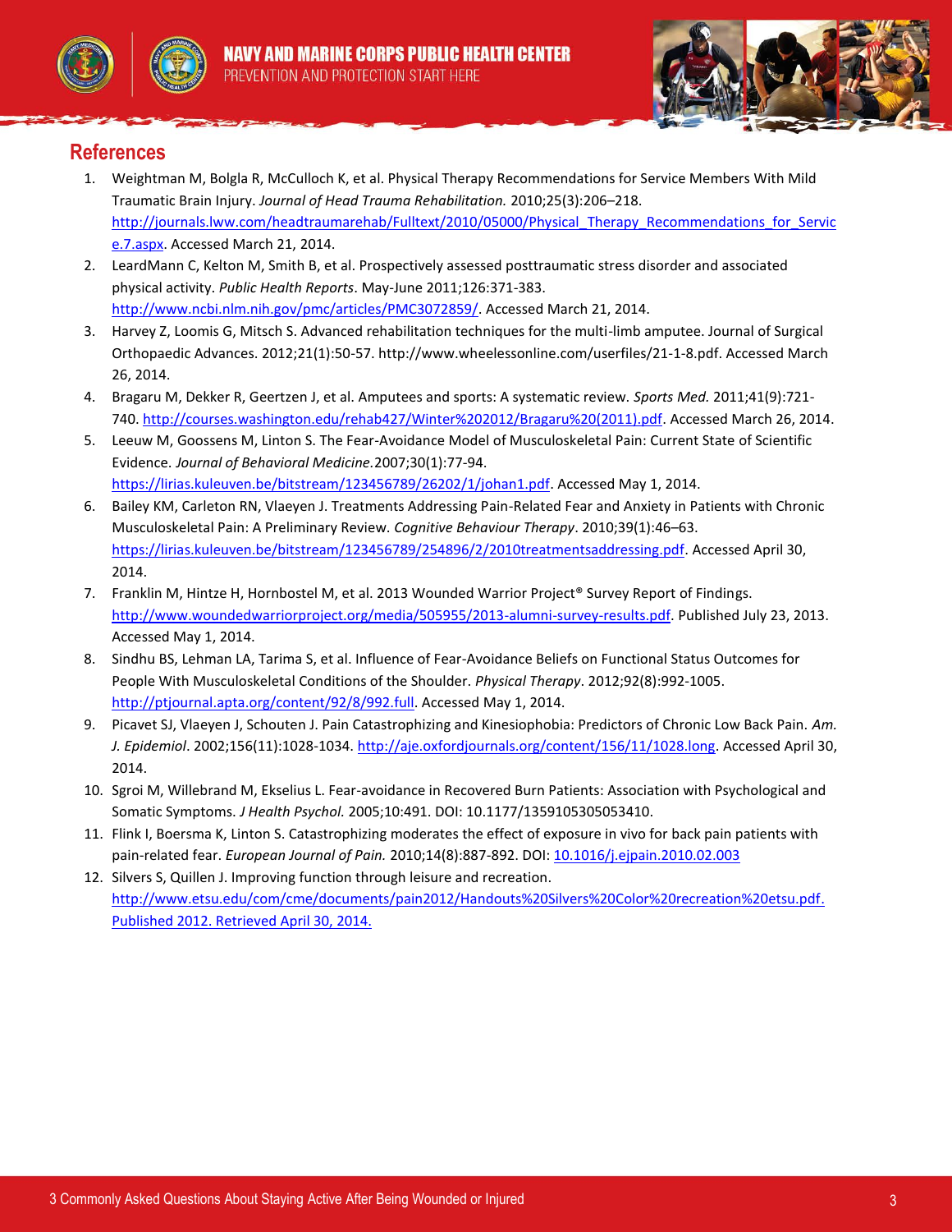## References

1. Weightman M, Bolgla R, McCulloch K, et al. Physical Therapy Recommendations for Service Members With Mild Traumatic Brain Injury. *Journal of Head Trauma Rehabilitation.* 2010;25(3):206–218. http://journals.lww.com/headtraumarehab/Fulltext/2010/05000/Physical_Therapy_Recommendations_for_Service.7.aspx. Accessed March 21, 2014.
2. LeardMann C, Kelton M, Smith B, et al. Prospectively assessed posttraumatic stress disorder and associated physical activity. *Public Health Reports*. May-June 2011;126:371-383. http://www.ncbi.nlm.nih.gov/pmc/articles/PMC3072859/. Accessed March 21, 2014.
3. Harvey Z, Loomis G, Mitsch S. Advanced rehabilitation techniques for the multi-limb amputee. Journal of Surgical Orthopaedic Advances. 2012;21(1):50-57. http://www.wheelessonline.com/userfiles/21-1-8.pdf. Accessed March 26, 2014.
4. Bragaru M, Dekker R, Geertzen J, et al. Amputees and sports: A systematic review. *Sports Med.* 2011;41(9):721-740. http://courses.washington.edu/rehab427/Winter%202012/Bragaru%20(2011).pdf. Accessed March 26, 2014.
5. Leeuw M, Goossens M, Linton S. The Fear-Avoidance Model of Musculoskeletal Pain: Current State of Scientific Evidence. *Journal of Behavioral Medicine.*2007;30(1):77-94. https://lirias.kuleuven.be/bitstream/123456789/26202/1/johan1.pdf. Accessed May 1, 2014.
6. Bailey KM, Carleton RN, Vlaeyen J. Treatments Addressing Pain-Related Fear and Anxiety in Patients with Chronic Musculoskeletal Pain: A Preliminary Review. *Cognitive Behaviour Therapy*. 2010;39(1):46–63. https://lirias.kuleuven.be/bitstream/123456789/254896/2/2010treatmentsaddressing.pdf. Accessed April 30, 2014.
7. Franklin M, Hintze H, Hornbostel M, et al. 2013 Wounded Warrior Project® Survey Report of Findings. http://www.woundedwarriorproject.org/media/505955/2013-alumni-survey-results.pdf. Published July 23, 2013. Accessed May 1, 2014.
8. Sindhu BS, Lehman LA, Tarima S, et al. Influence of Fear-Avoidance Beliefs on Functional Status Outcomes for People With Musculoskeletal Conditions of the Shoulder. *Physical Therapy*. 2012;92(8):992-1005. http://ptjournal.apta.org/content/92/8/992.full. Accessed May 1, 2014.
9. Picavet SJ, Vlaeyen J, Schouten J. Pain Catastrophizing and Kinesiophobia: Predictors of Chronic Low Back Pain. *Am. J. Epidemiol*. 2002;156(11):1028-1034. http://aje.oxfordjournals.org/content/156/11/1028.long. Accessed April 30, 2014.
10. Sgroi M, Willebrand M, Ekselius L. Fear-avoidance in Recovered Burn Patients: Association with Psychological and Somatic Symptoms. *J Health Psychol.* 2005;10:491. DOI: 10.1177/1359105305053410.
11. Flink I, Boersma K, Linton S. Catastrophizing moderates the effect of exposure in vivo for back pain patients with pain-related fear. *European Journal of Pain.* 2010;14(8):887-892. DOI: 10.1016/j.ejpain.2010.02.003
12. Silvers S, Quillen J. Improving function through leisure and recreation. http://www.etsu.edu/com/cme/documents/pain2012/Handouts%20Silvers%20Color%20recreation%20etsu.pdf. Published 2012. Retrieved April 30, 2014.